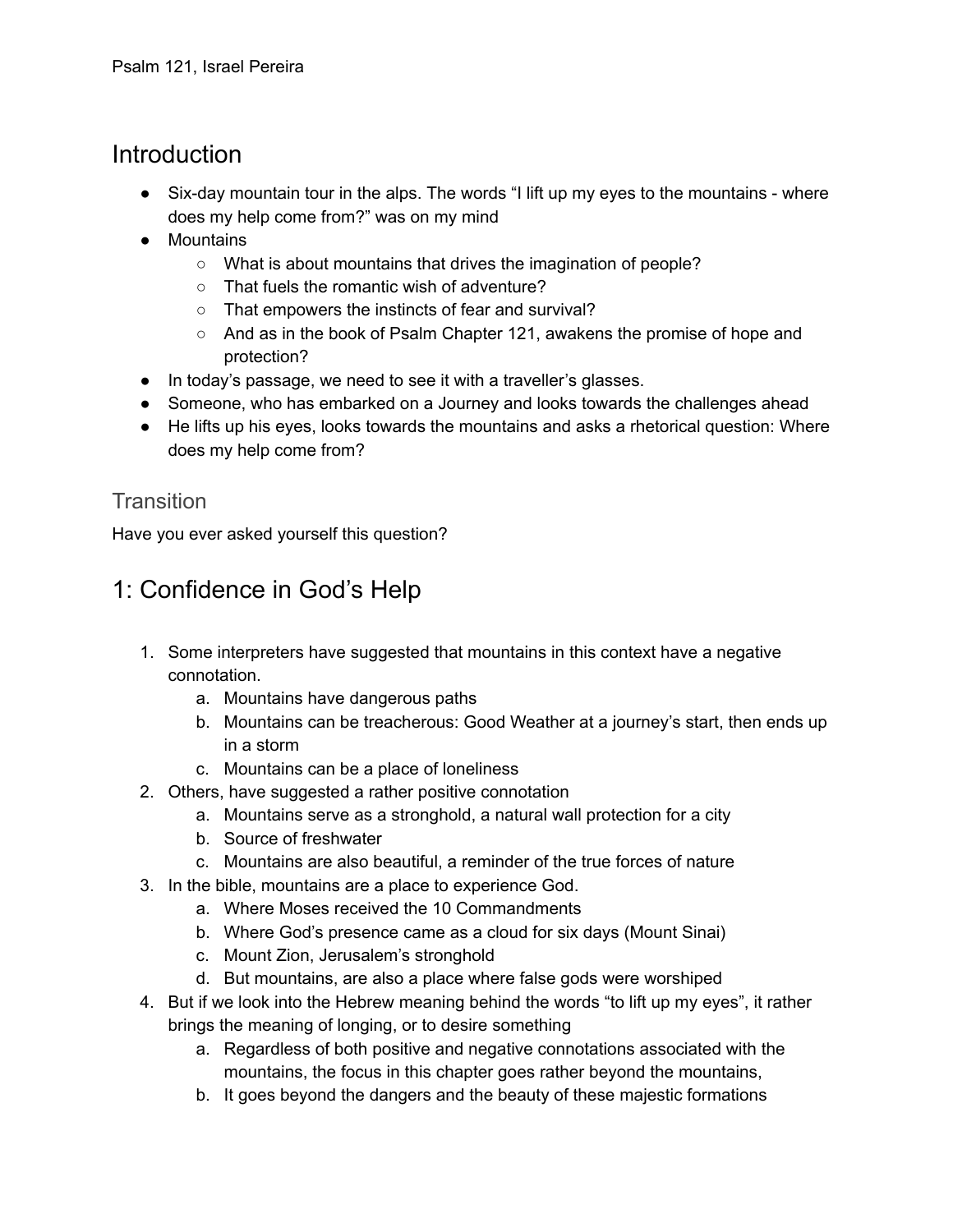Psalm 121, Israel Pereira

# Introduction

- Six-day mountain tour in the alps. The words "I lift up my eyes to the mountains - where does my help come from?" was on my mind
- Mountains
    - What is about mountains that drives the imagination of people?
    - That fuels the romantic wish of adventure?
    - That empowers the instincts of fear and survival?
    - And as in the book of Psalm Chapter 121, awakens the promise of hope and protection?
- In today's passage, we need to see it with a traveller's glasses.
- Someone, who has embarked on a Journey and looks towards the challenges ahead
- He lifts up his eyes, looks towards the mountains and asks a rhetorical question: Where does my help come from?

## Transition

Have you ever asked yourself this question?

# 1: Confidence in God's Help

1. Some interpreters have suggested that mountains in this context have a negative connotation.
    a. Mountains have dangerous paths
    b. Mountains can be treacherous: Good Weather at a journey's start, then ends up in a storm
    c. Mountains can be a place of loneliness
2. Others, have suggested a rather positive connotation
    a. Mountains serve as a stronghold, a natural wall protection for a city
    b. Source of freshwater
    c. Mountains are also beautiful, a reminder of the true forces of nature
3. In the bible, mountains are a place to experience God.
    a. Where Moses received the 10 Commandments
    b. Where God's presence came as a cloud for six days (Mount Sinai)
    c. Mount Zion, Jerusalem's stronghold
    d. But mountains, are also a place where false gods were worshiped
4. But if we look into the Hebrew meaning behind the words "to lift up my eyes", it rather brings the meaning of longing, or to desire something
    a. Regardless of both positive and negative connotations associated with the mountains, the focus in this chapter goes rather beyond the mountains,
    b. It goes beyond the dangers and the beauty of these majestic formations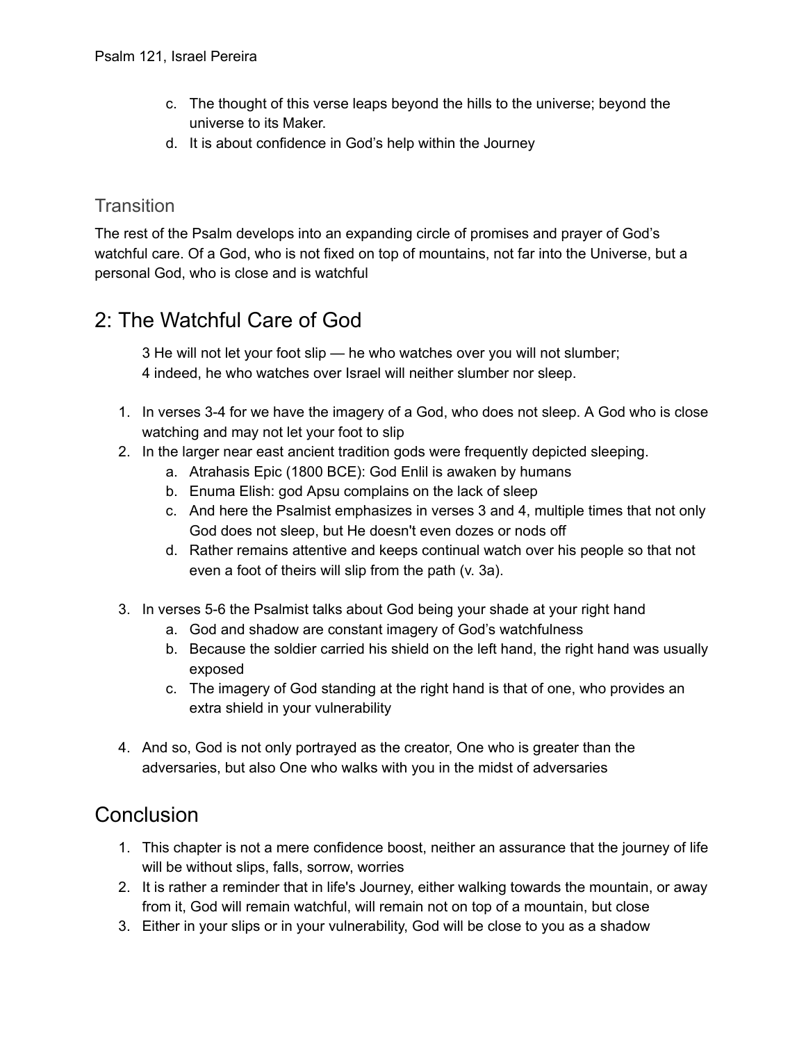c. The thought of this verse leaps beyond the hills to the universe; beyond the universe to its Maker.
d. It is about confidence in God's help within the Journey

### Transition

The rest of the Psalm develops into an expanding circle of promises and prayer of God's watchful care. Of a God, who is not fixed on top of mountains, not far into the Universe, but a personal God, who is close and is watchful

## 2: The Watchful Care of God

> 3 He will not let your foot slip — he who watches over you will not slumber;
> 4 indeed, he who watches over Israel will neither slumber nor sleep.

1. In verses 3-4 for we have the imagery of a God, who does not sleep. A God who is close watching and may not let your foot to slip
2. In the larger near east ancient tradition gods were frequently depicted sleeping.
   a. Atrahasis Epic (1800 BCE): God Enlil is awaken by humans
   b. Enuma Elish: god Apsu complains on the lack of sleep
   c. And here the Psalmist emphasizes in verses 3 and 4, multiple times that not only God does not sleep, but He doesn't even dozes or nods off
   d. Rather remains attentive and keeps continual watch over his people so that not even a foot of theirs will slip from the path (v. 3a).
3. In verses 5-6 the Psalmist talks about God being your shade at your right hand
   a. God and shadow are constant imagery of God's watchfulness
   b. Because the soldier carried his shield on the left hand, the right hand was usually exposed
   c. The imagery of God standing at the right hand is that of one, who provides an extra shield in your vulnerability
4. And so, God is not only portrayed as the creator, One who is greater than the adversaries, but also One who walks with you in the midst of adversaries

## Conclusion

1. This chapter is not a mere confidence boost, neither an assurance that the journey of life will be without slips, falls, sorrow, worries
2. It is rather a reminder that in life's Journey, either walking towards the mountain, or away from it, God will remain watchful, will remain not on top of a mountain, but close
3. Either in your slips or in your vulnerability, God will be close to you as a shadow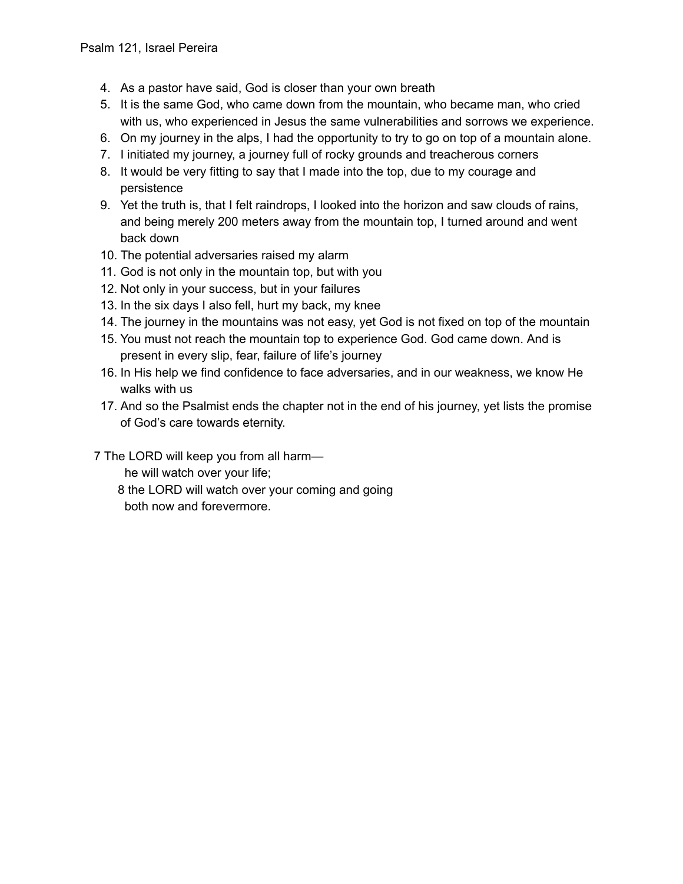4. As a pastor have said, God is closer than your own breath
5. It is the same God, who came down from the mountain, who became man, who cried with us, who experienced in Jesus the same vulnerabilities and sorrows we experience.
6. On my journey in the alps, I had the opportunity to try to go on top of a mountain alone.
7. I initiated my journey, a journey full of rocky grounds and treacherous corners
8. It would be very fitting to say that I made into the top, due to my courage and persistence
9. Yet the truth is, that I felt raindrops, I looked into the horizon and saw clouds of rains, and being merely 200 meters away from the mountain top, I turned around and went back down
10. The potential adversaries raised my alarm
11. God is not only in the mountain top, but with you
12. Not only in your success, but in your failures
13. In the six days I also fell, hurt my back, my knee
14. The journey in the mountains was not easy, yet God is not fixed on top of the mountain
15. You must not reach the mountain top to experience God. God came down. And is present in every slip, fear, failure of life's journey
16. In His help we find confidence to face adversaries, and in our weakness, we know He walks with us
17. And so the Psalmist ends the chapter not in the end of his journey, yet lists the promise of God's care towards eternity.

7 The LORD will keep you from all harm—
he will watch over your life;
8 the LORD will watch over your coming and going
both now and forevermore.